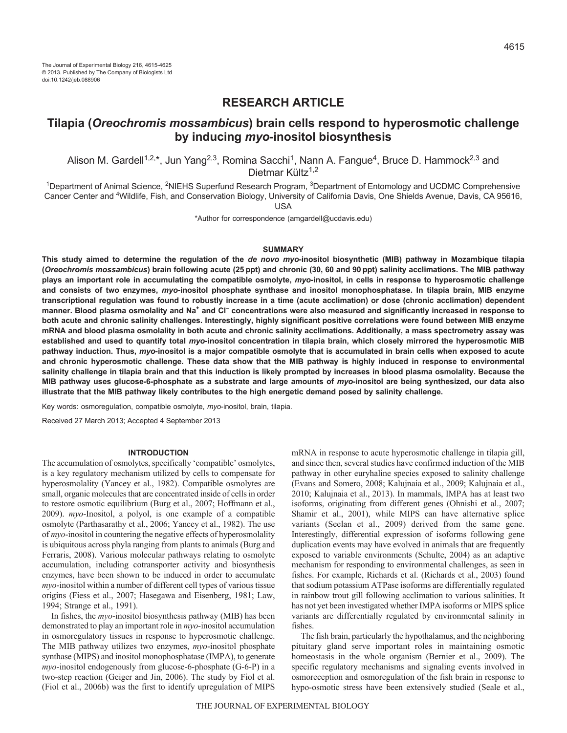The Journal of Experimental Biology 216, 4615-4625
© 2013. Published by The Company of Biologists Ltd
doi:10.1242/jeb.088906

## RESEARCH ARTICLE

# Tilapia (*Oreochromis mossambicus*) brain cells respond to hyperosmotic challenge by inducing *myo*-inositol biosynthesis

Alison M. Gardell[1,2,*], Jun Yang[2,3], Romina Sacchi[1], Nann A. Fangue[4], Bruce D. Hammock[2,3] and Dietmar Kültz[1,2]

[1]Department of Animal Science, [2]NIEHS Superfund Research Program, [3]Department of Entomology and UCDMC Comprehensive Cancer Center and [4]Wildlife, Fish, and Conservation Biology, University of California Davis, One Shields Avenue, Davis, CA 95616, USA

*Author for correspondence (amgardell@ucdavis.edu)

### SUMMARY

**This study aimed to determine the regulation of the *de novo myo*-inositol biosynthetic (MIB) pathway in Mozambique tilapia (*Oreochromis mossambicus*) brain following acute (25 ppt) and chronic (30, 60 and 90 ppt) salinity acclimations. The MIB pathway plays an important role in accumulating the compatible osmolyte, *myo*-inositol, in cells in response to hyperosmotic challenge and consists of two enzymes, *myo*-inositol phosphate synthase and inositol monophosphatase. In tilapia brain, MIB enzyme transcriptional regulation was found to robustly increase in a time (acute acclimation) or dose (chronic acclimation) dependent manner. Blood plasma osmolality and $Na^+$ and $Cl^-$ concentrations were also measured and significantly increased in response to both acute and chronic salinity challenges. Interestingly, highly significant positive correlations were found between MIB enzyme mRNA and blood plasma osmolality in both acute and chronic salinity acclimations. Additionally, a mass spectrometry assay was established and used to quantify total *myo*-inositol concentration in tilapia brain, which closely mirrored the hyperosmotic MIB pathway induction. Thus, *myo*-inositol is a major compatible osmolyte that is accumulated in brain cells when exposed to acute and chronic hyperosmotic challenge. These data show that the MIB pathway is highly induced in response to environmental salinity challenge in tilapia brain and that this induction is likely prompted by increases in blood plasma osmolality. Because the MIB pathway uses glucose-6-phosphate as a substrate and large amounts of *myo*-inositol are being synthesized, our data also illustrate that the MIB pathway likely contributes to the high energetic demand posed by salinity challenge.**

Key words: osmoregulation, compatible osmolyte, *myo*-inositol, brain, tilapia.

Received 27 March 2013; Accepted 4 September 2013

### INTRODUCTION

The accumulation of osmolytes, specifically 'compatible' osmolytes, is a key regulatory mechanism utilized by cells to compensate for hyperosmolality (Yancey et al., 1982). Compatible osmolytes are small, organic molecules that are concentrated inside of cells in order to restore osmotic equilibrium (Burg et al., 2007; Hoffmann et al., 2009). *myo*-Inositol, a polyol, is one example of a compatible osmolyte (Parthasarathy et al., 2006; Yancey et al., 1982). The use of *myo*-inositol in countering the negative effects of hyperosmolality is ubiquitous across phyla ranging from plants to animals (Burg and Ferraris, 2008). Various molecular pathways relating to osmolyte accumulation, including cotransporter activity and biosynthesis enzymes, have been shown to be induced in order to accumulate *myo*-inositol within a number of different cell types of various tissue origins (Fiess et al., 2007; Hasegawa and Eisenberg, 1981; Law, 1994; Strange et al., 1991).

In fishes, the *myo*-inositol biosynthesis pathway (MIB) has been demonstrated to play an important role in *myo*-inositol accumulation in osmoregulatory tissues in response to hyperosmotic challenge. The MIB pathway utilizes two enzymes, *myo*-inositol phosphate synthase (MIPS) and inositol monophosphatase (IMPA), to generate *myo*-inositol endogenously from glucose-6-phosphate (G-6-P) in a two-step reaction (Geiger and Jin, 2006). The study by Fiol et al. (Fiol et al., 2006b) was the first to identify upregulation of MIPS mRNA in response to acute hyperosmotic challenge in tilapia gill, and since then, several studies have confirmed induction of the MIB pathway in other euryhaline species exposed to salinity challenge (Evans and Somero, 2008; Kalujnaia et al., 2009; Kalujnaia et al., 2010; Kalujnaia et al., 2013). In mammals, IMPA has at least two isoforms, originating from different genes (Ohnishi et al., 2007; Shamir et al., 2001), while MIPS can have alternative splice variants (Seelan et al., 2009) derived from the same gene. Interestingly, differential expression of isoforms following gene duplication events may have evolved in animals that are frequently exposed to variable environments (Schulte, 2004) as an adaptive mechanism for responding to environmental challenges, as seen in fishes. For example, Richards et al. (Richards et al., 2003) found that sodium potassium ATPase isoforms are differentially regulated in rainbow trout gill following acclimation to various salinities. It has not yet been investigated whether IMPA isoforms or MIPS splice variants are differentially regulated by environmental salinity in fishes.

The fish brain, particularly the hypothalamus, and the neighboring pituitary gland serve important roles in maintaining osmotic homeostasis in the whole organism (Bernier et al., 2009). The specific regulatory mechanisms and signaling events involved in osmoreception and osmoregulation of the fish brain in response to hypo-osmotic stress have been extensively studied (Seale et al.,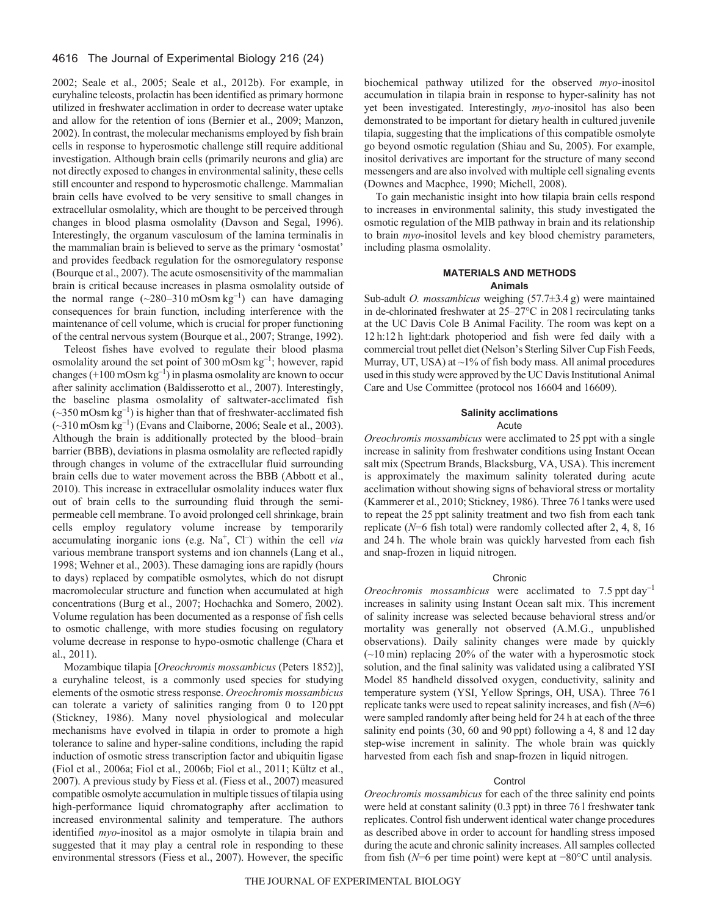2002; Seale et al., 2005; Seale et al., 2012b). For example, in euryhaline teleosts, prolactin has been identified as primary hormone utilized in freshwater acclimation in order to decrease water uptake and allow for the retention of ions (Bernier et al., 2009; Manzon, 2002). In contrast, the molecular mechanisms employed by fish brain cells in response to hyperosmotic challenge still require additional investigation. Although brain cells (primarily neurons and glia) are not directly exposed to changes in environmental salinity, these cells still encounter and respond to hyperosmotic challenge. Mammalian brain cells have evolved to be very sensitive to small changes in extracellular osmolality, which are thought to be perceived through changes in blood plasma osmolality (Davson and Segal, 1996). Interestingly, the organum vasculosum of the lamina terminalis in the mammalian brain is believed to serve as the primary 'osmostat' and provides feedback regulation for the osmoregulatory response (Bourque et al., 2007). The acute osmosensitivity of the mammalian brain is critical because increases in plasma osmolality outside of the normal range (~280–310 mOsm $kg^{-1}$) can have damaging consequences for brain function, including interference with the maintenance of cell volume, which is crucial for proper functioning of the central nervous system (Bourque et al., 2007; Strange, 1992).

Teleost fishes have evolved to regulate their blood plasma osmolality around the set point of 300 mOsm $kg^{-1}$; however, rapid changes (+100 mOsm $kg^{-1}$) in plasma osmolality are known to occur after salinity acclimation (Baldisserotto et al., 2007). Interestingly, the baseline plasma osmolality of saltwater-acclimated fish (~350 mOsm $kg^{-1}$) is higher than that of freshwater-acclimated fish (~310 mOsm $kg^{-1}$) (Evans and Claiborne, 2006; Seale et al., 2003). Although the brain is additionally protected by the blood–brain barrier (BBB), deviations in plasma osmolality are reflected rapidly through changes in volume of the extracellular fluid surrounding brain cells due to water movement across the BBB (Abbott et al., 2010). This increase in extracellular osmolality induces water flux out of brain cells to the surrounding fluid through the semi-permeable cell membrane. To avoid prolonged cell shrinkage, brain cells employ regulatory volume increase by temporarily accumulating inorganic ions (e.g. $Na^+$, $Cl^-$) within the cell *via* various membrane transport systems and ion channels (Lang et al., 1998; Wehner et al., 2003). These damaging ions are rapidly (hours to days) replaced by compatible osmolytes, which do not disrupt macromolecular structure and function when accumulated at high concentrations (Burg et al., 2007; Hochachka and Somero, 2002). Volume regulation has been documented as a response of fish cells to osmotic challenge, with more studies focusing on regulatory volume decrease in response to hypo-osmotic challenge (Chara et al., 2011).

Mozambique tilapia [*Oreochromis mossambicus* (Peters 1852)], a euryhaline teleost, is a commonly used species for studying elements of the osmotic stress response. *Oreochromis mossambicus* can tolerate a variety of salinities ranging from 0 to 120 ppt (Stickney, 1986). Many novel physiological and molecular mechanisms have evolved in tilapia in order to promote a high tolerance to saline and hyper-saline conditions, including the rapid induction of osmotic stress transcription factor and ubiquitin ligase (Fiol et al., 2006a; Fiol et al., 2006b; Fiol et al., 2011; Kültz et al., 2007). A previous study by Fiess et al. (Fiess et al., 2007) measured compatible osmolyte accumulation in multiple tissues of tilapia using high-performance liquid chromatography after acclimation to increased environmental salinity and temperature. The authors identified *myo*-inositol as a major osmolyte in tilapia brain and suggested that it may play a central role in responding to these environmental stressors (Fiess et al., 2007). However, the specific biochemical pathway utilized for the observed *myo*-inositol accumulation in tilapia brain in response to hyper-salinity has not yet been investigated. Interestingly, *myo*-inositol has also been demonstrated to be important for dietary health in cultured juvenile tilapia, suggesting that the implications of this compatible osmolyte go beyond osmotic regulation (Shiau and Su, 2005). For example, inositol derivatives are important for the structure of many second messengers and are also involved with multiple cell signaling events (Downes and Macphee, 1990; Michell, 2008).

To gain mechanistic insight into how tilapia brain cells respond to increases in environmental salinity, this study investigated the osmotic regulation of the MIB pathway in brain and its relationship to brain *myo*-inositol levels and key blood chemistry parameters, including plasma osmolality.

## MATERIALS AND METHODS

### Animals

Sub-adult *O. mossambicus* weighing (57.7±3.4 g) were maintained in de-chlorinated freshwater at 25–27°C in 208 l recirculating tanks at the UC Davis Cole B Animal Facility. The room was kept on a 12 h:12 h light:dark photoperiod and fish were fed daily with a commercial trout pellet diet (Nelson's Sterling Silver Cup Fish Feeds, Murray, UT, USA) at ~1% of fish body mass. All animal procedures used in this study were approved by the UC Davis Institutional Animal Care and Use Committee (protocol nos 16604 and 16609).

### Salinity acclimations

#### Acute

*Oreochromis mossambicus* were acclimated to 25 ppt with a single increase in salinity from freshwater conditions using Instant Ocean salt mix (Spectrum Brands, Blacksburg, VA, USA). This increment is approximately the maximum salinity tolerated during acute acclimation without showing signs of behavioral stress or mortality (Kammerer et al., 2010; Stickney, 1986). Three 76 l tanks were used to repeat the 25 ppt salinity treatment and two fish from each tank replicate (*N*=6 fish total) were randomly collected after 2, 4, 8, 16 and 24 h. The whole brain was quickly harvested from each fish and snap-frozen in liquid nitrogen.

#### Chronic

*Oreochromis mossambicus* were acclimated to 7.5 ppt $day^{-1}$ increases in salinity using Instant Ocean salt mix. This increment of salinity increase was selected because behavioral stress and/or mortality was generally not observed (A.M.G., unpublished observations). Daily salinity changes were made by quickly (~10 min) replacing 20% of the water with a hyperosmotic stock solution, and the final salinity was validated using a calibrated YSI Model 85 handheld dissolved oxygen, conductivity, salinity and temperature system (YSI, Yellow Springs, OH, USA). Three 76 l replicate tanks were used to repeat salinity increases, and fish (*N*=6) were sampled randomly after being held for 24 h at each of the three salinity end points (30, 60 and 90 ppt) following a 4, 8 and 12 day step-wise increment in salinity. The whole brain was quickly harvested from each fish and snap-frozen in liquid nitrogen.

#### Control

*Oreochromis mossambicus* for each of the three salinity end points were held at constant salinity (0.3 ppt) in three 76 l freshwater tank replicates. Control fish underwent identical water change procedures as described above in order to account for handling stress imposed during the acute and chronic salinity increases. All samples collected from fish (*N*=6 per time point) were kept at −80°C until analysis.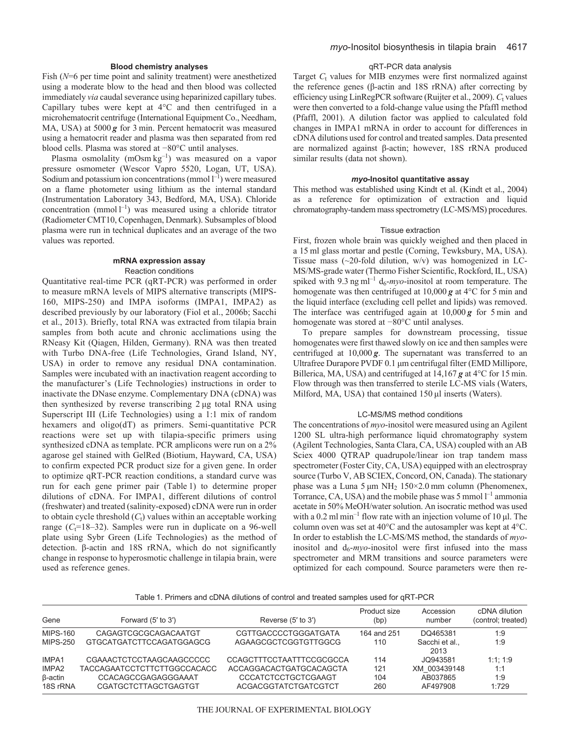### Blood chemistry analyses

Fish (*N*=6 per time point and salinity treatment) were anesthetized using a moderate blow to the head and then blood was collected immediately *via* caudal severance using heparinized capillary tubes. Capillary tubes were kept at 4°C and then centrifuged in a microhematocrit centrifuge (International Equipment Co., Needham, MA, USA) at 5000 ***g*** for 3 min. Percent hematocrit was measured using a hematocrit reader and plasma was then separated from red blood cells. Plasma was stored at −80°C until analyses.

Plasma osmolality (mOsm $kg^{-1}$) was measured on a vapor pressure osmometer (Wescor Vapro 5520, Logan, UT, USA). Sodium and potassium ion concentrations (mmol $l^{-1}$) were measured on a flame photometer using lithium as the internal standard (Instrumentation Laboratory 343, Bedford, MA, USA). Chloride concentration (mmol $l^{-1}$) was measured using a chloride titrator (Radiometer CMT10, Copenhagen, Denmark). Subsamples of blood plasma were run in technical duplicates and an average of the two values was reported.

### mRNA expression assay

#### Reaction conditions

Quantitative real-time PCR (qRT-PCR) was performed in order to measure mRNA levels of MIPS alternative transcripts (MIPS-160, MIPS-250) and IMPA isoforms (IMPA1, IMPA2) as described previously by our laboratory (Fiol et al., 2006b; Sacchi et al., 2013). Briefly, total RNA was extracted from tilapia brain samples from both acute and chronic acclimations using the RNeasy Kit (Qiagen, Hilden, Germany). RNA was then treated with Turbo DNA-free (Life Technologies, Grand Island, NY, USA) in order to remove any residual DNA contamination. Samples were incubated with an inactivation reagent according to the manufacturer's (Life Technologies) instructions in order to inactivate the DNase enzyme. Complementary DNA (cDNA) was then synthesized by reverse transcribing 2 μg total RNA using Superscript III (Life Technologies) using a 1:1 mix of random hexamers and oligo(dT) as primers. Semi-quantitative PCR reactions were set up with tilapia-specific primers using synthesized cDNA as template. PCR amplicons were run on a 2% agarose gel stained with GelRed (Biotium, Hayward, CA, USA) to confirm expected PCR product size for a given gene. In order to optimize qRT-PCR reaction conditions, a standard curve was run for each gene primer pair (Table 1) to determine proper dilutions of cDNA. For IMPA1, different dilutions of control (freshwater) and treated (salinity-exposed) cDNA were run in order to obtain cycle threshold ($C_t$) values within an acceptable working range ($C_t$=18–32). Samples were run in duplicate on a 96-well plate using Sybr Green (Life Technologies) as the method of detection. β-actin and 18S rRNA, which do not significantly change in response to hyperosmotic challenge in tilapia brain, were used as reference genes.

#### qRT-PCR data analysis

Target $C_t$ values for MIB enzymes were first normalized against the reference genes (β-actin and 18S rRNA) after correcting by efficiency using LinRegPCR software (Ruijter et al., 2009). $C_t$ values were then converted to a fold-change value using the Pfaffl method (Pfaffl, 2001). A dilution factor was applied to calculated fold changes in IMPA1 mRNA in order to account for differences in cDNA dilutions used for control and treated samples. Data presented are normalized against β-actin; however, 18S rRNA produced similar results (data not shown).

### *myo*-Inositol quantitative assay

This method was established using Kindt et al. (Kindt et al., 2004) as a reference for optimization of extraction and liquid chromatography-tandem mass spectrometry (LC-MS/MS) procedures.

#### Tissue extraction

First, frozen whole brain was quickly weighed and then placed in a 15 ml glass mortar and pestle (Corning, Tewksbury, MA, USA). Tissue mass (~20-fold dilution, w/v) was homogenized in LC-MS/MS-grade water (Thermo Fisher Scientific, Rockford, IL, USA) spiked with 9.3 ng $ml^{-1}$ $d_6$-*myo*-inositol at room temperature. The homogenate was then centrifuged at 10,000 ***g*** at 4°C for 5 min and the liquid interface (excluding cell pellet and lipids) was removed. The interface was centrifuged again at 10,000 ***g*** for 5 min and homogenate was stored at −80°C until analyses.

To prepare samples for downstream processing, tissue homogenates were first thawed slowly on ice and then samples were centrifuged at 10,000 ***g***. The supernatant was transferred to an Ultrafree Durapore PVDF 0.1 μm centrifugal filter (EMD Millipore, Billerica, MA, USA) and centrifuged at 14,167 ***g*** at 4°C for 15 min. Flow through was then transferred to sterile LC-MS vials (Waters, Milford, MA, USA) that contained 150 μl inserts (Waters).

#### LC-MS/MS method conditions

The concentrations of *myo*-inositol were measured using an Agilent 1200 SL ultra-high performance liquid chromatography system (Agilent Technologies, Santa Clara, CA, USA) coupled with an AB Sciex 4000 QTRAP quadrupole/linear ion trap tandem mass spectrometer (Foster City, CA, USA) equipped with an electrospray source (Turbo V, AB SCIEX, Concord, ON, Canada). The stationary phase was a Luna 5 μm $NH_2$ 150×2.0 mm column (Phenomenex, Torrance, CA, USA) and the mobile phase was 5 mmol $l^{-1}$ ammonia acetate in 50% MeOH/water solution. An isocratic method was used with a 0.2 ml $min^{-1}$ flow rate with an injection volume of 10 μl. The column oven was set at 40°C and the autosampler was kept at 4°C. In order to establish the LC-MS/MS method, the standards of *myo*-inositol and $d_6$-*myo*-inositol were first infused into the mass spectrometer and MRM transitions and source parameters were optimized for each compound. Source parameters were then re-

Table 1. Primers and cDNA dilutions of control and treated samples used for qRT-PCR

| Gene | Forward (5′ to 3′) | Reverse (5′ to 3′) | Product size (bp) | Accession number | cDNA dilution (control; treated) |
|---|---|---|---|---|---|
| MIPS-160 | CAGAGTCGCGCAGACAATGT | CGTTGACCCCTGGGATGATA | 164 and 251 | DQ465381 | 1:9 |
| MIPS-250 | GTGCATGATCTTCCAGATGGAGCG | AGAAGCGCTCGGTGTTGGCG | 110 | Sacchi et al., 2013 | 1:9 |
| IMPA1 | CGAAACTCTCCTAAGCAAGCCCCC | CCAGCTTTCCTAATTTCCGCGCCA | 114 | JQ943581 | 1:1; 1:9 |
| IMPA2 | TACCAGAATCCTCTTCTTGGCCACACC | ACCAGGACACTGATGCACAGCTA | 121 | XM_003439148 | 1:1 |
| β-actin | CCACAGCCGAGAGGGAAAT | CCCATCTCCTGCTCGAAGT | 104 | AB037865 | 1:9 |
| 18S rRNA | CGATGCTCTTAGCTGAGTGT | ACGACGGTATCTGATCGTCT | 260 | AF497908 | 1:729 |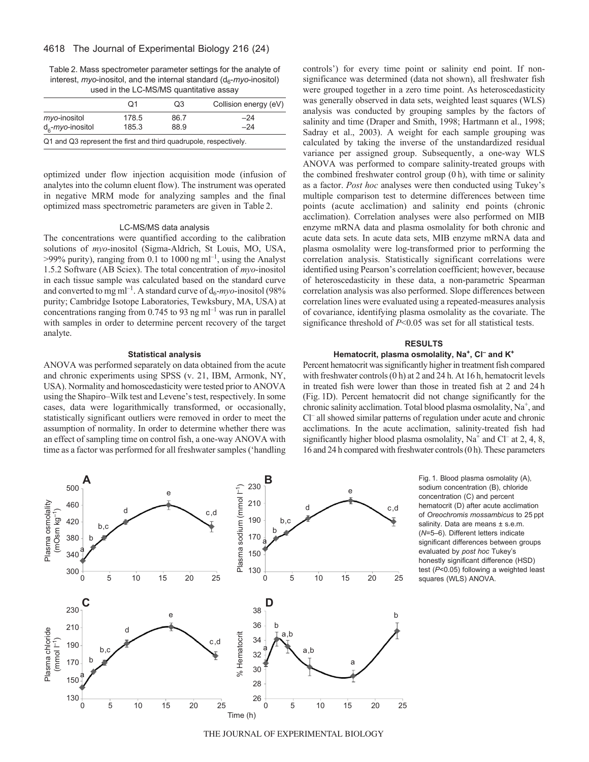Table 2. Mass spectrometer parameter settings for the analyte of interest, *myo*-inositol, and the internal standard ($d_6$-*myo*-inositol) used in the LC-MS/MS quantitative assay

| | Q1 | Q3 | Collision energy (eV) |
|---|---|---|---|
| *myo*-inositol | 178.5 | 86.7 | –24 |
| $d_6$-*myo*-inositol | 185.3 | 88.9 | –24 |

Q1 and Q3 represent the first and third quadrupole, respectively.

optimized under flow injection acquisition mode (infusion of analytes into the column eluent flow). The instrument was operated in negative MRM mode for analyzing samples and the final optimized mass spectrometric parameters are given in Table 2.

### LC-MS/MS data analysis

The concentrations were quantified according to the calibration solutions of *myo*-inositol (Sigma-Aldrich, St Louis, MO, USA, >99% purity), ranging from 0.1 to 1000 ng ml$^{-1}$, using the Analyst 1.5.2 Software (AB Sciex). The total concentration of *myo*-inositol in each tissue sample was calculated based on the standard curve and converted to mg ml$^{-1}$. A standard curve of $d_6$-*myo*-inositol (98% purity; Cambridge Isotope Laboratories, Tewksbury, MA, USA) at concentrations ranging from 0.745 to 93 ng ml$^{-1}$ was run in parallel with samples in order to determine percent recovery of the target analyte.

### Statistical analysis

ANOVA was performed separately on data obtained from the acute and chronic experiments using SPSS (v. 21, IBM, Armonk, NY, USA). Normality and homoscedasticity were tested prior to ANOVA using the Shapiro–Wilk test and Levene's test, respectively. In some cases, data were logarithmically transformed, or occasionally, statistically significant outliers were removed in order to meet the assumption of normality. In order to determine whether there was an effect of sampling time on control fish, a one-way ANOVA with time as a factor was performed for all freshwater samples ('handling controls') for every time point or salinity end point. If non-significance was determined (data not shown), all freshwater fish were grouped together in a zero time point. As heteroscedasticity was generally observed in data sets, weighted least squares (WLS) analysis was conducted by grouping samples by the factors of salinity and time (Draper and Smith, 1998; Hartmann et al., 1998; Sadray et al., 2003). A weight for each sample grouping was calculated by taking the inverse of the unstandardized residual variance per assigned group. Subsequently, a one-way WLS ANOVA was performed to compare salinity-treated groups with the combined freshwater control group (0 h), with time or salinity as a factor. *Post hoc* analyses were then conducted using Tukey's multiple comparison test to determine differences between time points (acute acclimation) and salinity end points (chronic acclimation). Correlation analyses were also performed on MIB enzyme mRNA data and plasma osmolality for both chronic and acute data sets. In acute data sets, MIB enzyme mRNA data and plasma osmolality were log-transformed prior to performing the correlation analysis. Statistically significant correlations were identified using Pearson's correlation coefficient; however, because of heteroscedasticity in these data, a non-parametric Spearman correlation analysis was also performed. Slope differences between correlation lines were evaluated using a repeated-measures analysis of covariance, identifying plasma osmolality as the covariate. The significance threshold of $P$<0.05 was set for all statistical tests.

## RESULTS

### Hematocrit, plasma osmolality, Na$^+$, Cl$^-$ and K$^+$

Percent hematocrit was significantly higher in treatment fish compared with freshwater controls (0 h) at 2 and 24 h. At 16 h, hematocrit levels in treated fish were lower than those in treated fish at 2 and 24 h (Fig. 1D). Percent hematocrit did not change significantly for the chronic salinity acclimation. Total blood plasma osmolality, Na$^+$, and Cl$^-$ all showed similar patterns of regulation under acute and chronic acclimations. In the acute acclimation, salinity-treated fish had significantly higher blood plasma osmolality, Na$^+$ and Cl$^-$ at 2, 4, 8, 16 and 24 h compared with freshwater controls (0 h). These parameters

Fig. 1. Blood plasma osmolality (A), sodium concentration (B), chloride concentration (C) and percent hematocrit (D) after acute acclimation of *Oreochromis mossambicus* to 25 ppt salinity. Data are means ± s.e.m. ($N$=5–6). Different letters indicate significant differences between groups evaluated by *post hoc* Tukey's honestly significant difference (HSD) test ($P$<0.05) following a weighted least squares (WLS) ANOVA.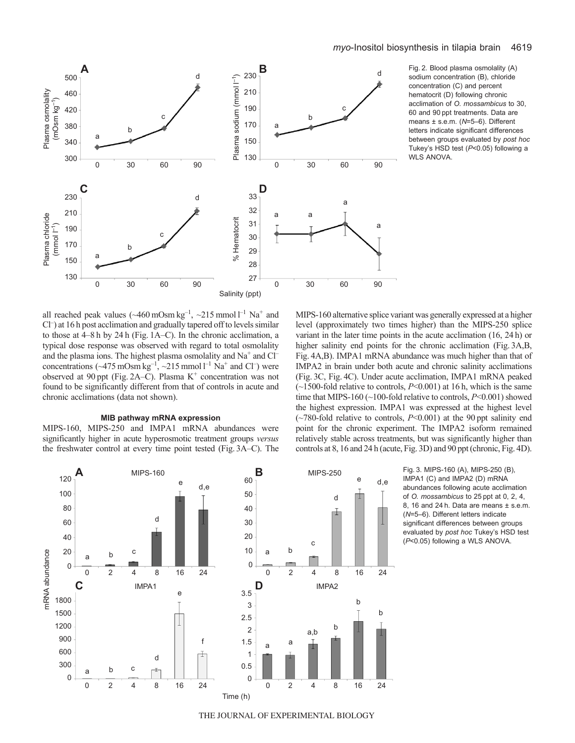Fig. 2. Blood plasma osmolality (A) sodium concentration (B), chloride concentration (C) and percent hematocrit (D) following chronic acclimation of *O. mossambicus* to 30, 60 and 90 ppt treatments. Data are means ± s.e.m. ($N$=5–6). Different letters indicate significant differences between groups evaluated by *post hoc* Tukey's HSD test ($P$<0.05) following a WLS ANOVA.

all reached peak values (~460 mOsm $kg^{-1}$, ~215 mmol $l^{-1}$ $Na^+$ and $Cl^-$) at 16 h post acclimation and gradually tapered off to levels similar to those at 4–8 h by 24 h (Fig. 1A–C). In the chronic acclimation, a typical dose response was observed with regard to total osmolality and the plasma ions. The highest plasma osmolality and $Na^+$ and $Cl^-$ concentrations (~475 mOsm $kg^{-1}$, ~215 mmol $l^{-1}$ $Na^+$ and $Cl^-$) were observed at 90 ppt (Fig. 2A–C). Plasma $K^+$ concentration was not found to be significantly different from that of controls in acute and chronic acclimations (data not shown).

### MIB pathway mRNA expression

MIPS-160, MIPS-250 and IMPA1 mRNA abundances were significantly higher in acute hyperosmotic treatment groups *versus* the freshwater control at every time point tested (Fig. 3A–C). The MIPS-160 alternative splice variant was generally expressed at a higher level (approximately two times higher) than the MIPS-250 splice variant in the later time points in the acute acclimation (16, 24 h) or higher salinity end points for the chronic acclimation (Fig. 3A,B, Fig. 4A,B). IMPA1 mRNA abundance was much higher than that of IMPA2 in brain under both acute and chronic salinity acclimations (Fig. 3C, Fig. 4C). Under acute acclimation, IMPA1 mRNA peaked (~1500-fold relative to controls, $P$<0.001) at 16 h, which is the same time that MIPS-160 (~100-fold relative to controls, $P$<0.001) showed the highest expression. IMPA1 was expressed at the highest level (~780-fold relative to controls, $P$<0.001) at the 90 ppt salinity end point for the chronic experiment. The IMPA2 isoform remained relatively stable across treatments, but was significantly higher than controls at 8, 16 and 24 h (acute, Fig. 3D) and 90 ppt (chronic, Fig. 4D).

Fig. 3. MIPS-160 (A), MIPS-250 (B), IMPA1 (C) and IMPA2 (D) mRNA abundances following acute acclimation of *O. mossambicus* to 25 ppt at 0, 2, 4, 8, 16 and 24 h. Data are means ± s.e.m. ($N$=5–6). Different letters indicate significant differences between groups evaluated by *post hoc* Tukey's HSD test ($P$<0.05) following a WLS ANOVA.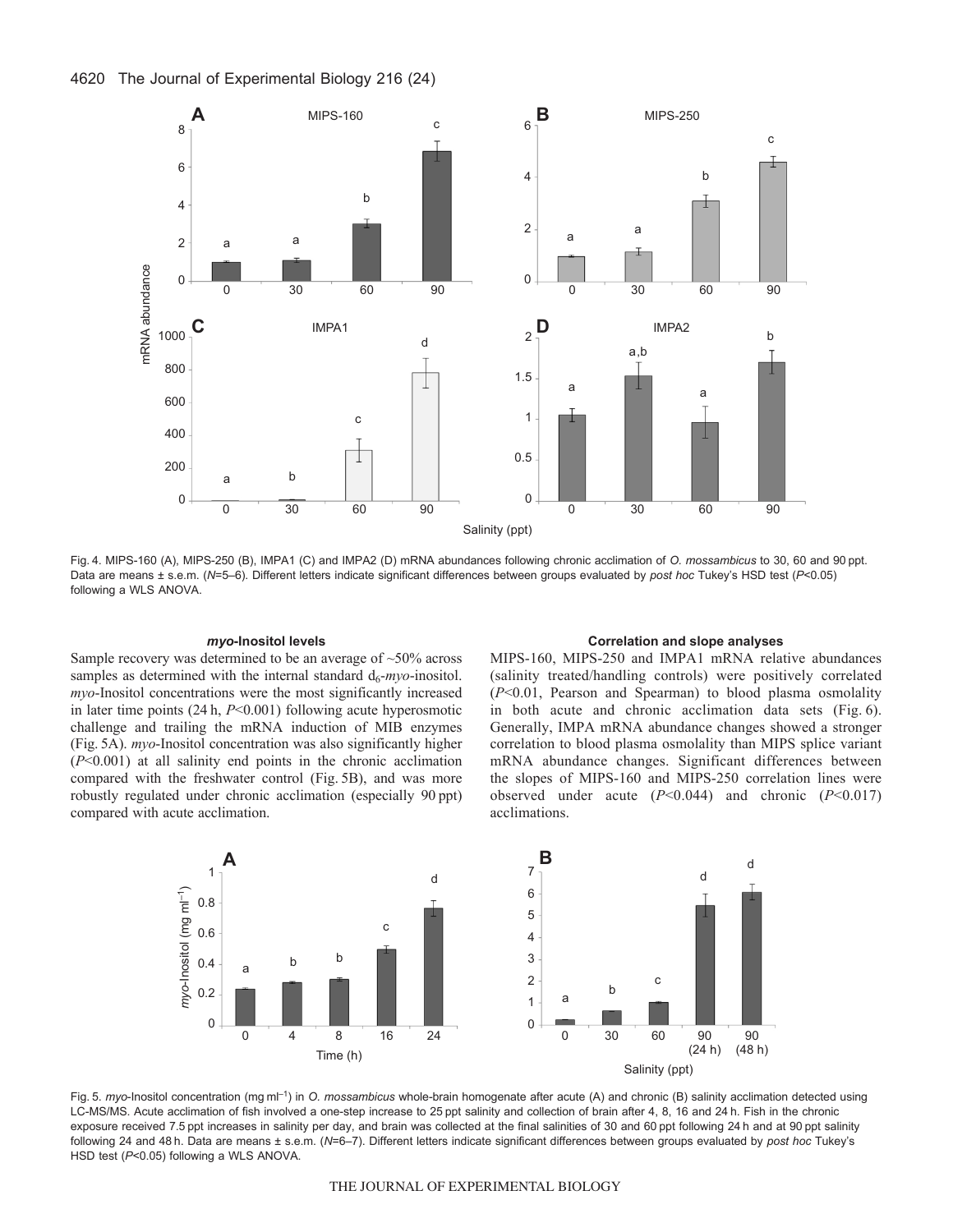Fig. 4. MIPS-160 (A), MIPS-250 (B), IMPA1 (C) and IMPA2 (D) mRNA abundances following chronic acclimation of *O. mossambicus* to 30, 60 and 90 ppt. Data are means ± s.e.m. ($N$=5–6). Different letters indicate significant differences between groups evaluated by *post hoc* Tukey's HSD test ($P$<0.05) following a WLS ANOVA.

### *myo*-Inositol levels

Sample recovery was determined to be an average of ~50% across samples as determined with the internal standard $d_6$-*myo*-inositol. *myo*-Inositol concentrations were the most significantly increased in later time points (24 h, $P$<0.001) following acute hyperosmotic challenge and trailing the mRNA induction of MIB enzymes (Fig. 5A). *myo*-Inositol concentration was also significantly higher ($P$<0.001) at all salinity end points in the chronic acclimation compared with the freshwater control (Fig. 5B), and was more robustly regulated under chronic acclimation (especially 90 ppt) compared with acute acclimation.

### Correlation and slope analyses

MIPS-160, MIPS-250 and IMPA1 mRNA relative abundances (salinity treated/handling controls) were positively correlated ($P$<0.01, Pearson and Spearman) to blood plasma osmolality in both acute and chronic acclimation data sets (Fig. 6). Generally, IMPA mRNA abundance changes showed a stronger correlation to blood plasma osmolality than MIPS splice variant mRNA abundance changes. Significant differences between the slopes of MIPS-160 and MIPS-250 correlation lines were observed under acute ($P$<0.044) and chronic ($P$<0.017) acclimations.

Fig. 5. *myo*-Inositol concentration (mg ml$^{-1}$) in *O. mossambicus* whole-brain homogenate after acute (A) and chronic (B) salinity acclimation detected using LC-MS/MS. Acute acclimation of fish involved a one-step increase to 25 ppt salinity and collection of brain after 4, 8, 16 and 24 h. Fish in the chronic exposure received 7.5 ppt increases in salinity per day, and brain was collected at the final salinities of 30 and 60 ppt following 24 h and at 90 ppt salinity following 24 and 48 h. Data are means ± s.e.m. ($N$=6–7). Different letters indicate significant differences between groups evaluated by *post hoc* Tukey's HSD test ($P$<0.05) following a WLS ANOVA.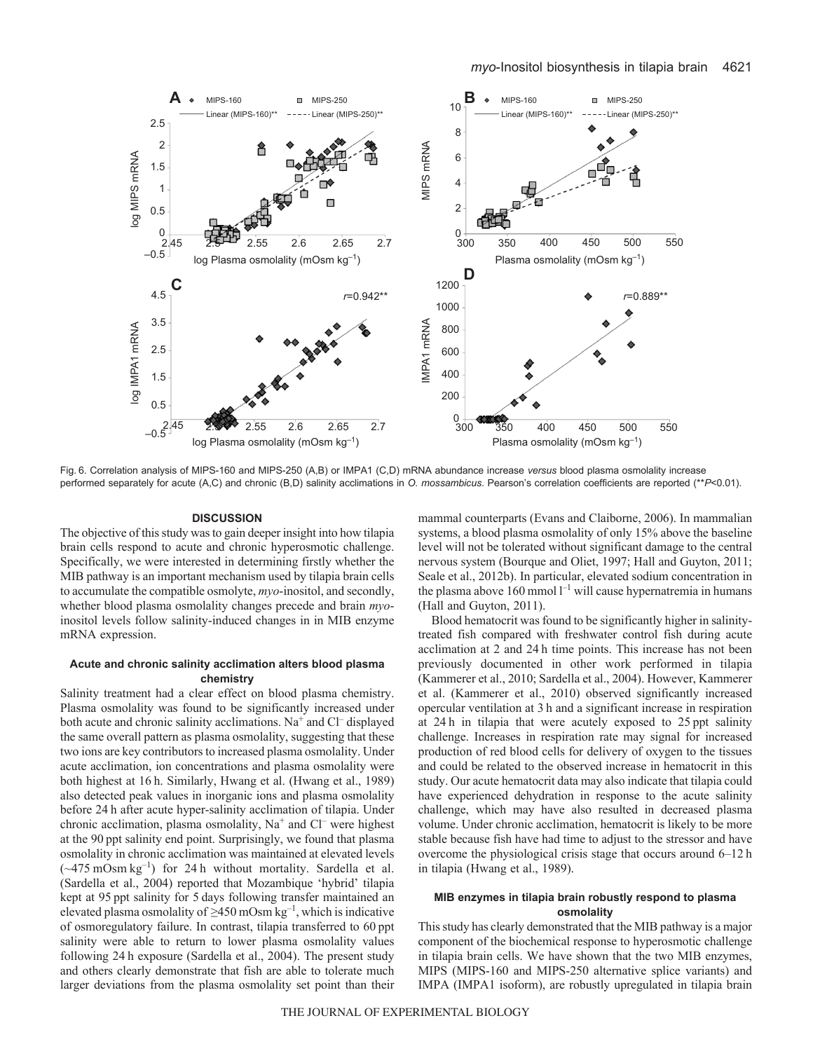Fig. 6. Correlation analysis of MIPS-160 and MIPS-250 (A,B) or IMPA1 (C,D) mRNA abundance increase *versus* blood plasma osmolality increase performed separately for acute (A,C) and chronic (B,D) salinity acclimations in *O. mossambicus*. Pearson's correlation coefficients are reported (\*\*$P$<0.01).

## DISCUSSION

The objective of this study was to gain deeper insight into how tilapia brain cells respond to acute and chronic hyperosmotic challenge. Specifically, we were interested in determining firstly whether the MIB pathway is an important mechanism used by tilapia brain cells to accumulate the compatible osmolyte, *myo*-inositol, and secondly, whether blood plasma osmolality changes precede and brain *myo*-inositol levels follow salinity-induced changes in in MIB enzyme mRNA expression.

### Acute and chronic salinity acclimation alters blood plasma chemistry

Salinity treatment had a clear effect on blood plasma chemistry. Plasma osmolality was found to be significantly increased under both acute and chronic salinity acclimations. $Na^+$ and $Cl^-$ displayed the same overall pattern as plasma osmolality, suggesting that these two ions are key contributors to increased plasma osmolality. Under acute acclimation, ion concentrations and plasma osmolality were both highest at 16 h. Similarly, Hwang et al. (Hwang et al., 1989) also detected peak values in inorganic ions and plasma osmolality before 24 h after acute hyper-salinity acclimation of tilapia. Under chronic acclimation, plasma osmolality, $Na^+$ and $Cl^-$ were highest at the 90 ppt salinity end point. Surprisingly, we found that plasma osmolality in chronic acclimation was maintained at elevated levels (~475 mOsm $kg^{-1}$) for 24 h without mortality. Sardella et al. (Sardella et al., 2004) reported that Mozambique 'hybrid' tilapia kept at 95 ppt salinity for 5 days following transfer maintained an elevated plasma osmolality of ≥450 mOsm $kg^{-1}$, which is indicative of osmoregulatory failure. In contrast, tilapia transferred to 60 ppt salinity were able to return to lower plasma osmolality values following 24 h exposure (Sardella et al., 2004). The present study and others clearly demonstrate that fish are able to tolerate much larger deviations from the plasma osmolality set point than their mammal counterparts (Evans and Claiborne, 2006). In mammalian systems, a blood plasma osmolality of only 15% above the baseline level will not be tolerated without significant damage to the central nervous system (Bourque and Oliet, 1997; Hall and Guyton, 2011; Seale et al., 2012b). In particular, elevated sodium concentration in the plasma above 160 mmol $l^{-1}$ will cause hypernatremia in humans (Hall and Guyton, 2011).

Blood hematocrit was found to be significantly higher in salinity-treated fish compared with freshwater control fish during acute acclimation at 2 and 24 h time points. This increase has not been previously documented in other work performed in tilapia (Kammerer et al., 2010; Sardella et al., 2004). However, Kammerer et al. (Kammerer et al., 2010) observed significantly increased opercular ventilation at 3 h and a significant increase in respiration at 24 h in tilapia that were acutely exposed to 25 ppt salinity challenge. Increases in respiration rate may signal for increased production of red blood cells for delivery of oxygen to the tissues and could be related to the observed increase in hematocrit in this study. Our acute hematocrit data may also indicate that tilapia could have experienced dehydration in response to the acute salinity challenge, which may have also resulted in decreased plasma volume. Under chronic acclimation, hematocrit is likely to be more stable because fish have had time to adjust to the stressor and have overcome the physiological crisis stage that occurs around 6–12 h in tilapia (Hwang et al., 1989).

### MIB enzymes in tilapia brain robustly respond to plasma osmolality

This study has clearly demonstrated that the MIB pathway is a major component of the biochemical response to hyperosmotic challenge in tilapia brain cells. We have shown that the two MIB enzymes, MIPS (MIPS-160 and MIPS-250 alternative splice variants) and IMPA (IMPA1 isoform), are robustly upregulated in tilapia brain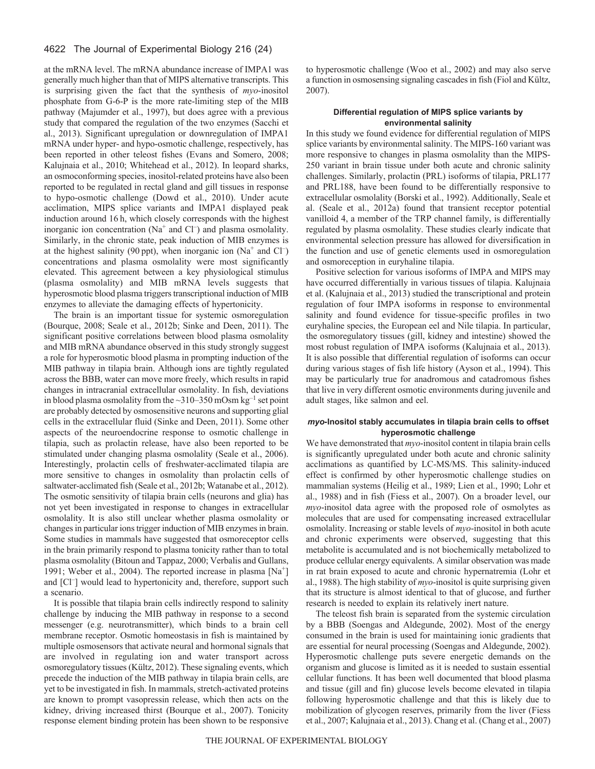at the mRNA level. The mRNA abundance increase of IMPA1 was generally much higher than that of MIPS alternative transcripts. This is surprising given the fact that the synthesis of *myo*-inositol phosphate from G-6-P is the more rate-limiting step of the MIB pathway (Majumder et al., 1997), but does agree with a previous study that compared the regulation of the two enzymes (Sacchi et al., 2013). Significant upregulation or downregulation of IMPA1 mRNA under hyper- and hypo-osmotic challenge, respectively, has been reported in other teleost fishes (Evans and Somero, 2008; Kalujnaia et al., 2010; Whitehead et al., 2012). In leopard sharks, an osmoconforming species, inositol-related proteins have also been reported to be regulated in rectal gland and gill tissues in response to hypo-osmotic challenge (Dowd et al., 2010). Under acute acclimation, MIPS splice variants and IMPA1 displayed peak induction around 16 h, which closely corresponds with the highest inorganic ion concentration ($Na^+$ and $Cl^-$) and plasma osmolality. Similarly, in the chronic state, peak induction of MIB enzymes is at the highest salinity (90 ppt), when inorganic ion ($Na^+$ and $Cl^-$) concentrations and plasma osmolality were most significantly elevated. This agreement between a key physiological stimulus (plasma osmolality) and MIB mRNA levels suggests that hyperosmotic blood plasma triggers transcriptional induction of MIB enzymes to alleviate the damaging effects of hypertonicity.

The brain is an important tissue for systemic osmoregulation (Bourque, 2008; Seale et al., 2012b; Sinke and Deen, 2011). The significant positive correlations between blood plasma osmolality and MIB mRNA abundance observed in this study strongly suggest a role for hyperosmotic blood plasma in prompting induction of the MIB pathway in tilapia brain. Although ions are tightly regulated across the BBB, water can move more freely, which results in rapid changes in intracranial extracellular osmolality. In fish, deviations in blood plasma osmolality from the ~310–350 mOsm $kg^{-1}$ set point are probably detected by osmosensitive neurons and supporting glial cells in the extracellular fluid (Sinke and Deen, 2011). Some other aspects of the neuroendocrine response to osmotic challenge in tilapia, such as prolactin release, have also been reported to be stimulated under changing plasma osmolality (Seale et al., 2006). Interestingly, prolactin cells of freshwater-acclimated tilapia are more sensitive to changes in osmolality than prolactin cells of saltwater-acclimated fish (Seale et al., 2012b; Watanabe et al., 2012). The osmotic sensitivity of tilapia brain cells (neurons and glia) has not yet been investigated in response to changes in extracellular osmolality. It is also still unclear whether plasma osmolality or changes in particular ions trigger induction of MIB enzymes in brain. Some studies in mammals have suggested that osmoreceptor cells in the brain primarily respond to plasma tonicity rather than to total plasma osmolality (Bitoun and Tappaz, 2000; Verbalis and Gullans, 1991; Weber et al., 2004). The reported increase in plasma [$Na^+$] and [$Cl^-$] would lead to hypertonicity and, therefore, support such a scenario.

It is possible that tilapia brain cells indirectly respond to salinity challenge by inducing the MIB pathway in response to a second messenger (e.g. neurotransmitter), which binds to a brain cell membrane receptor. Osmotic homeostasis in fish is maintained by multiple osmosensors that activate neural and hormonal signals that are involved in regulating ion and water transport across osmoregulatory tissues (Kültz, 2012). These signaling events, which precede the induction of the MIB pathway in tilapia brain cells, are yet to be investigated in fish. In mammals, stretch-activated proteins are known to prompt vasopressin release, which then acts on the kidney, driving increased thirst (Bourque et al., 2007). Tonicity response element binding protein has been shown to be responsive to hyperosmotic challenge (Woo et al., 2002) and may also serve a function in osmosensing signaling cascades in fish (Fiol and Kültz, 2007).

### Differential regulation of MIPS splice variants by environmental salinity

In this study we found evidence for differential regulation of MIPS splice variants by environmental salinity. The MIPS-160 variant was more responsive to changes in plasma osmolality than the MIPS-250 variant in brain tissue under both acute and chronic salinity challenges. Similarly, prolactin (PRL) isoforms of tilapia, PRL177 and PRL188, have been found to be differentially responsive to extracellular osmolality (Borski et al., 1992). Additionally, Seale et al. (Seale et al., 2012a) found that transient receptor potential vanilloid 4, a member of the TRP channel family, is differentially regulated by plasma osmolality. These studies clearly indicate that environmental selection pressure has allowed for diversification in the function and use of genetic elements used in osmoregulation and osmoreception in euryhaline tilapia.

Positive selection for various isoforms of IMPA and MIPS may have occurred differentially in various tissues of tilapia. Kalujnaia et al. (Kalujnaia et al., 2013) studied the transcriptional and protein regulation of four IMPA isoforms in response to environmental salinity and found evidence for tissue-specific profiles in two euryhaline species, the European eel and Nile tilapia. In particular, the osmoregulatory tissues (gill, kidney and intestine) showed the most robust regulation of IMPA isoforms (Kalujnaia et al., 2013). It is also possible that differential regulation of isoforms can occur during various stages of fish life history (Ayson et al., 1994). This may be particularly true for anadromous and catadromous fishes that live in very different osmotic environments during juvenile and adult stages, like salmon and eel.

### *myo*-Inositol stably accumulates in tilapia brain cells to offset hyperosmotic challenge

We have demonstrated that *myo*-inositol content in tilapia brain cells is significantly upregulated under both acute and chronic salinity acclimations as quantified by LC-MS/MS. This salinity-induced effect is confirmed by other hyperosmotic challenge studies on mammalian systems (Heilig et al., 1989; Lien et al., 1990; Lohr et al., 1988) and in fish (Fiess et al., 2007). On a broader level, our *myo*-inositol data agree with the proposed role of osmolytes as molecules that are used for compensating increased extracellular osmolality. Increasing or stable levels of *myo*-inositol in both acute and chronic experiments were observed, suggesting that this metabolite is accumulated and is not biochemically metabolized to produce cellular energy equivalents. A similar observation was made in rat brain exposed to acute and chronic hypernatremia (Lohr et al., 1988). The high stability of *myo*-inositol is quite surprising given that its structure is almost identical to that of glucose, and further research is needed to explain its relatively inert nature.

The teleost fish brain is separated from the systemic circulation by a BBB (Soengas and Aldegunde, 2002). Most of the energy consumed in the brain is used for maintaining ionic gradients that are essential for neural processing (Soengas and Aldegunde, 2002). Hyperosmotic challenge puts severe energetic demands on the organism and glucose is limited as it is needed to sustain essential cellular functions. It has been well documented that blood plasma and tissue (gill and fin) glucose levels become elevated in tilapia following hyperosmotic challenge and that this is likely due to mobilization of glycogen reserves, primarily from the liver (Fiess et al., 2007; Kalujnaia et al., 2013). Chang et al. (Chang et al., 2007)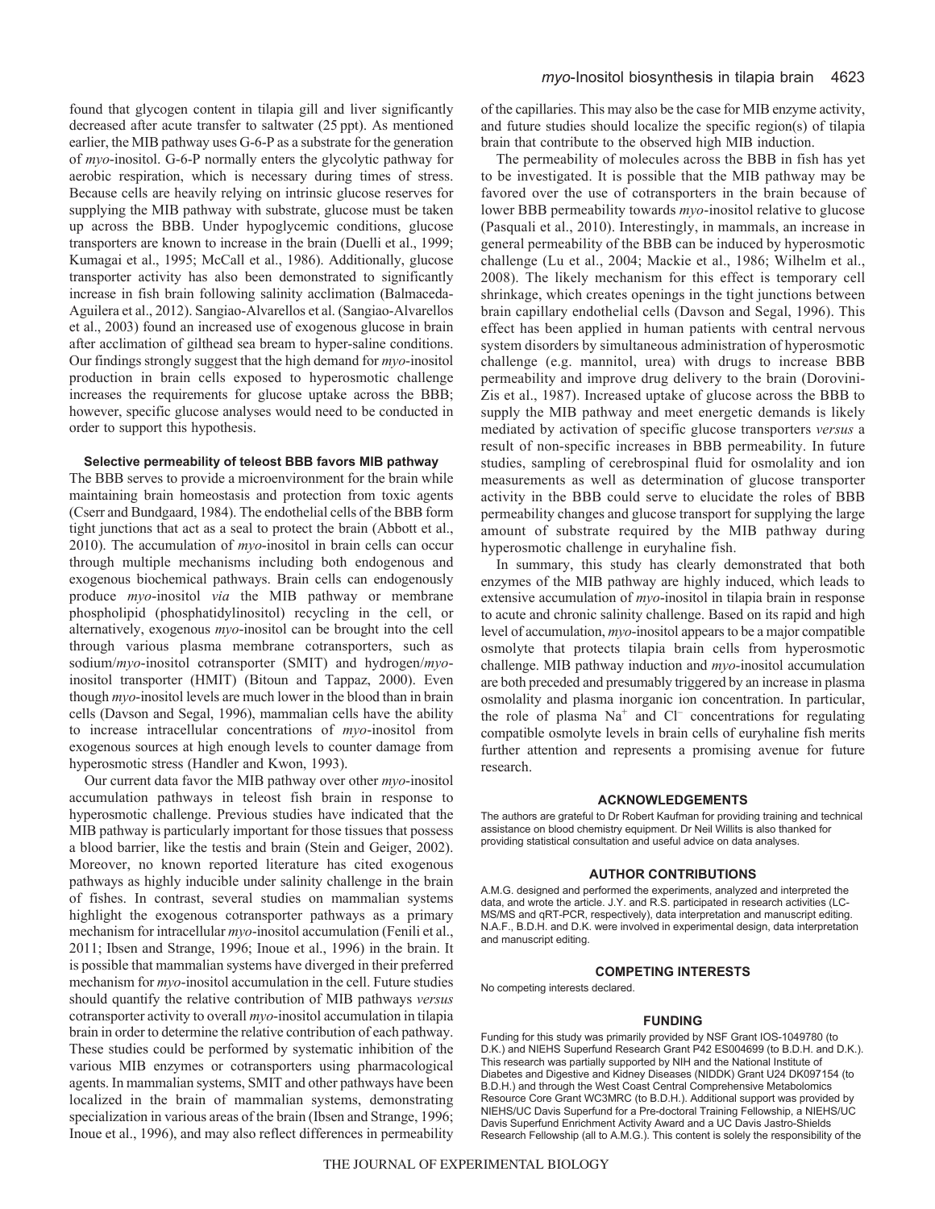found that glycogen content in tilapia gill and liver significantly decreased after acute transfer to saltwater (25 ppt). As mentioned earlier, the MIB pathway uses G-6-P as a substrate for the generation of *myo*-inositol. G-6-P normally enters the glycolytic pathway for aerobic respiration, which is necessary during times of stress. Because cells are heavily relying on intrinsic glucose reserves for supplying the MIB pathway with substrate, glucose must be taken up across the BBB. Under hypoglycemic conditions, glucose transporters are known to increase in the brain (Duelli et al., 1999; Kumagai et al., 1995; McCall et al., 1986). Additionally, glucose transporter activity has also been demonstrated to significantly increase in fish brain following salinity acclimation (Balmaceda-Aguilera et al., 2012). Sangiao-Alvarellos et al. (Sangiao-Alvarellos et al., 2003) found an increased use of exogenous glucose in brain after acclimation of gilthead sea bream to hyper-saline conditions. Our findings strongly suggest that the high demand for *myo*-inositol production in brain cells exposed to hyperosmotic challenge increases the requirements for glucose uptake across the BBB; however, specific glucose analyses would need to be conducted in order to support this hypothesis.

### Selective permeability of teleost BBB favors MIB pathway

The BBB serves to provide a microenvironment for the brain while maintaining brain homeostasis and protection from toxic agents (Cserr and Bundgaard, 1984). The endothelial cells of the BBB form tight junctions that act as a seal to protect the brain (Abbott et al., 2010). The accumulation of *myo*-inositol in brain cells can occur through multiple mechanisms including both endogenous and exogenous biochemical pathways. Brain cells can endogenously produce *myo*-inositol *via* the MIB pathway or membrane phospholipid (phosphatidylinositol) recycling in the cell, or alternatively, exogenous *myo*-inositol can be brought into the cell through various plasma membrane cotransporters, such as sodium/*myo*-inositol cotransporter (SMIT) and hydrogen/*myo*-inositol transporter (HMIT) (Bitoun and Tappaz, 2000). Even though *myo*-inositol levels are much lower in the blood than in brain cells (Davson and Segal, 1996), mammalian cells have the ability to increase intracellular concentrations of *myo*-inositol from exogenous sources at high enough levels to counter damage from hyperosmotic stress (Handler and Kwon, 1993).

Our current data favor the MIB pathway over other *myo*-inositol accumulation pathways in teleost fish brain in response to hyperosmotic challenge. Previous studies have indicated that the MIB pathway is particularly important for those tissues that possess a blood barrier, like the testis and brain (Stein and Geiger, 2002). Moreover, no known reported literature has cited exogenous pathways as highly inducible under salinity challenge in the brain of fishes. In contrast, several studies on mammalian systems highlight the exogenous cotransporter pathways as a primary mechanism for intracellular *myo*-inositol accumulation (Fenili et al., 2011; Ibsen and Strange, 1996; Inoue et al., 1996) in the brain. It is possible that mammalian systems have diverged in their preferred mechanism for *myo*-inositol accumulation in the cell. Future studies should quantify the relative contribution of MIB pathways *versus* cotransporter activity to overall *myo*-inositol accumulation in tilapia brain in order to determine the relative contribution of each pathway. These studies could be performed by systematic inhibition of the various MIB enzymes or cotransporters using pharmacological agents. In mammalian systems, SMIT and other pathways have been localized in the brain of mammalian systems, demonstrating specialization in various areas of the brain (Ibsen and Strange, 1996; Inoue et al., 1996), and may also reflect differences in permeability of the capillaries. This may also be the case for MIB enzyme activity, and future studies should localize the specific region(s) of tilapia brain that contribute to the observed high MIB induction.

The permeability of molecules across the BBB in fish has yet to be investigated. It is possible that the MIB pathway may be favored over the use of cotransporters in the brain because of lower BBB permeability towards *myo*-inositol relative to glucose (Pasquali et al., 2010). Interestingly, in mammals, an increase in general permeability of the BBB can be induced by hyperosmotic challenge (Lu et al., 2004; Mackie et al., 1986; Wilhelm et al., 2008). The likely mechanism for this effect is temporary cell shrinkage, which creates openings in the tight junctions between brain capillary endothelial cells (Davson and Segal, 1996). This effect has been applied in human patients with central nervous system disorders by simultaneous administration of hyperosmotic challenge (e.g. mannitol, urea) with drugs to increase BBB permeability and improve drug delivery to the brain (Dorovini-Zis et al., 1987). Increased uptake of glucose across the BBB to supply the MIB pathway and meet energetic demands is likely mediated by activation of specific glucose transporters *versus* a result of non-specific increases in BBB permeability. In future studies, sampling of cerebrospinal fluid for osmolality and ion measurements as well as determination of glucose transporter activity in the BBB could serve to elucidate the roles of BBB permeability changes and glucose transport for supplying the large amount of substrate required by the MIB pathway during hyperosmotic challenge in euryhaline fish.

In summary, this study has clearly demonstrated that both enzymes of the MIB pathway are highly induced, which leads to extensive accumulation of *myo*-inositol in tilapia brain in response to acute and chronic salinity challenge. Based on its rapid and high level of accumulation, *myo*-inositol appears to be a major compatible osmolyte that protects tilapia brain cells from hyperosmotic challenge. MIB pathway induction and *myo*-inositol accumulation are both preceded and presumably triggered by an increase in plasma osmolality and plasma inorganic ion concentration. In particular, the role of plasma $Na^+$ and $Cl^-$ concentrations for regulating compatible osmolyte levels in brain cells of euryhaline fish merits further attention and represents a promising avenue for future research.

#### ACKNOWLEDGEMENTS

The authors are grateful to Dr Robert Kaufman for providing training and technical assistance on blood chemistry equipment. Dr Neil Willits is also thanked for providing statistical consultation and useful advice on data analyses.

#### AUTHOR CONTRIBUTIONS

A.M.G. designed and performed the experiments, analyzed and interpreted the data, and wrote the article. J.Y. and R.S. participated in research activities (LC-MS/MS and qRT-PCR, respectively), data interpretation and manuscript editing. N.A.F., B.D.H. and D.K. were involved in experimental design, data interpretation and manuscript editing.

#### COMPETING INTERESTS

No competing interests declared.

#### FUNDING

Funding for this study was primarily provided by NSF Grant IOS-1049780 (to D.K.) and NIEHS Superfund Research Grant P42 ES004699 (to B.D.H. and D.K.). This research was partially supported by NIH and the National Institute of Diabetes and Digestive and Kidney Diseases (NIDDK) Grant U24 DK097154 (to B.D.H.) and through the West Coast Central Comprehensive Metabolomics Resource Core Grant WC3MRC (to B.D.H.). Additional support was provided by NIEHS/UC Davis Superfund for a Pre-doctoral Training Fellowship, a NIEHS/UC Davis Superfund Enrichment Activity Award and a UC Davis Jastro-Shields Research Fellowship (all to A.M.G.). This content is solely the responsibility of the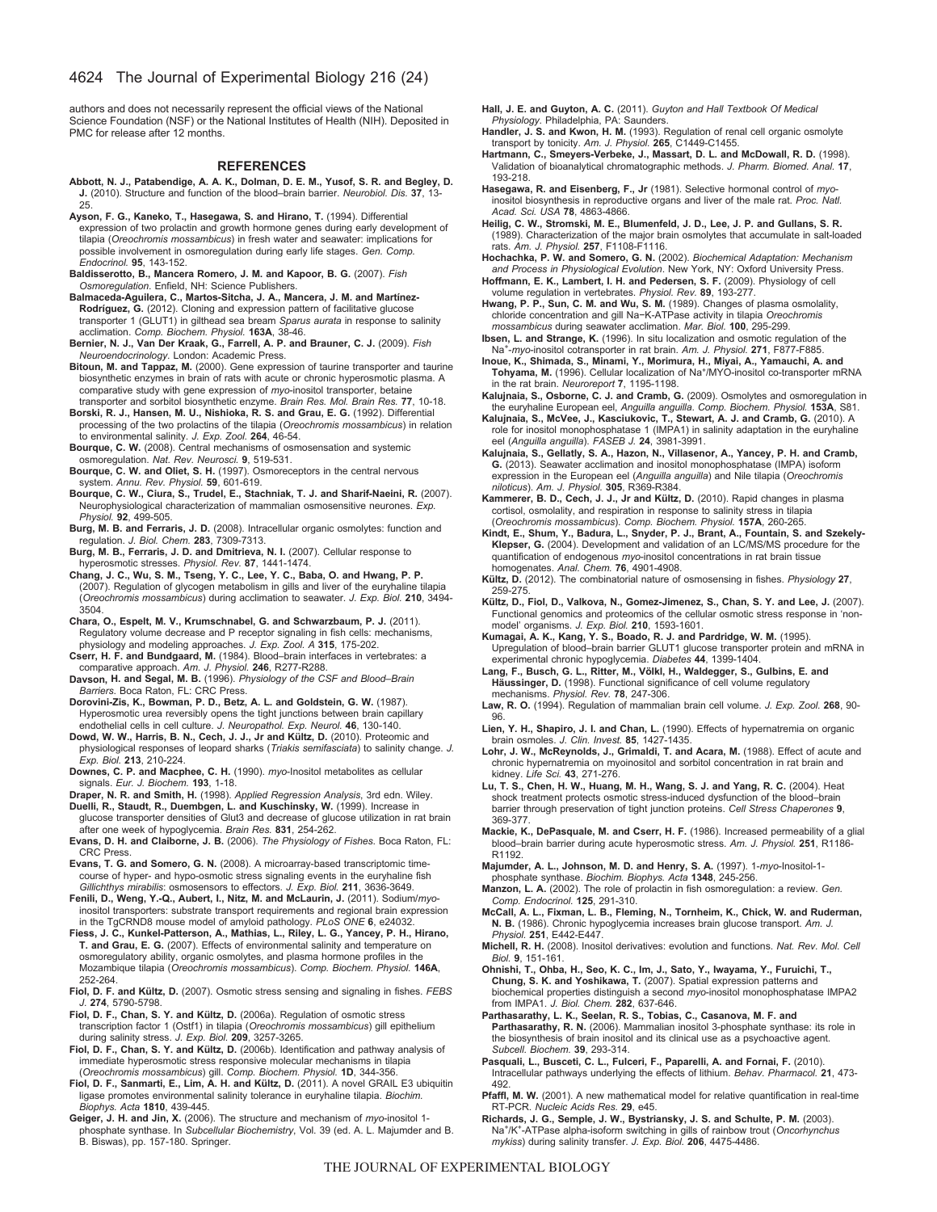authors and does not necessarily represent the official views of the National Science Foundation (NSF) or the National Institutes of Health (NIH). Deposited in PMC for release after 12 months.

## REFERENCES

**Abbott, N. J., Patabendige, A. A. K., Dolman, D. E. M., Yusof, S. R. and Begley, D. J.** (2010). Structure and function of the blood–brain barrier. *Neurobiol. Dis.* **37**, 13-25.

**Ayson, F. G., Kaneko, T., Hasegawa, S. and Hirano, T.** (1994). Differential expression of two prolactin and growth hormone genes during early development of tilapia (*Oreochromis mossambicus*) in fresh water and seawater: implications for possible involvement in osmoregulation during early life stages. *Gen. Comp. Endocrinol.* **95**, 143-152.

**Baldisserotto, B., Mancera Romero, J. M. and Kapoor, B. G.** (2007). *Fish Osmoregulation*. Enfield, NH: Science Publishers.

**Balmaceda-Aguilera, C., Martos-Sitcha, J. A., Mancera, J. M. and Martínez-Rodríguez, G.** (2012). Cloning and expression pattern of facilitative glucose transporter 1 (GLUT1) in gilthead sea bream *Sparus aurata* in response to salinity acclimation. *Comp. Biochem. Physiol.* **163A**, 38-46.

**Bernier, N. J., Van Der Kraak, G., Farrell, A. P. and Brauner, C. J.** (2009). *Fish Neuroendocrinology*. London: Academic Press.

**Bitoun, M. and Tappaz, M.** (2000). Gene expression of taurine transporter and taurine biosynthetic enzymes in brain of rats with acute or chronic hyperosmotic plasma. A comparative study with gene expression of *myo*-inositol transporter, betaine transporter and sorbitol biosynthetic enzyme. *Brain Res. Mol. Brain Res.* **77**, 10-18.

**Borski, R. J., Hansen, M. U., Nishioka, R. S. and Grau, E. G.** (1992). Differential processing of the two prolactins of the tilapia (*Oreochromis mossambicus*) in relation to environmental salinity. *J. Exp. Zool.* **264**, 46-54.

**Bourque, C. W.** (2008). Central mechanisms of osmosensation and systemic osmoregulation. *Nat. Rev. Neurosci.* **9**, 519-531.

**Bourque, C. W. and Oliet, S. H.** (1997). Osmoreceptors in the central nervous system. *Annu. Rev. Physiol.* **59**, 601-619.

**Bourque, C. W., Ciura, S., Trudel, E., Stachniak, T. J. and Sharif-Naeini, R.** (2007). Neurophysiological characterization of mammalian osmosensitive neurones. *Exp. Physiol.* **92**, 499-505.

**Burg, M. B. and Ferraris, J. D.** (2008). Intracellular organic osmolytes: function and regulation. *J. Biol. Chem.* **283**, 7309-7313.

**Burg, M. B., Ferraris, J. D. and Dmitrieva, N. I.** (2007). Cellular response to hyperosmotic stresses. *Physiol. Rev.* **87**, 1441-1474.

**Chang, J. C., Wu, S. M., Tseng, Y. C., Lee, Y. C., Baba, O. and Hwang, P. P.** (2007). Regulation of glycogen metabolism in gills and liver of the euryhaline tilapia (*Oreochromis mossambicus*) during acclimation to seawater. *J. Exp. Biol.* **210**, 3494-3504.

**Chara, O., Espelt, M. V., Krumschnabel, G. and Schwarzbaum, P. J.** (2011). Regulatory volume decrease and P receptor signaling in fish cells: mechanisms, physiology and modeling approaches. *J. Exp. Zool. A* **315**, 175-202.

**Cserr, H. F. and Bundgaard, M.** (1984). Blood–brain interfaces in vertebrates: a comparative approach. *Am. J. Physiol.* **246**, R277-R288.

**Davson, H. and Segal, M. B.** (1996). *Physiology of the CSF and Blood–Brain Barriers*. Boca Raton, FL: CRC Press.

**Dorovini-Zis, K., Bowman, P. D., Betz, A. L. and Goldstein, G. W.** (1987). Hyperosmotic urea reversibly opens the tight junctions between brain capillary endothelial cells in cell culture. *J. Neuropathol. Exp. Neurol.* **46**, 130-140.

**Dowd, W. W., Harris, B. N., Cech, J. J., Jr and Kültz, D.** (2010). Proteomic and physiological responses of leopard sharks (*Triakis semifasciata*) to salinity change. *J. Exp. Biol.* **213**, 210-224.

**Downes, C. P. and Macphee, C. H.** (1990). *myo*-Inositol metabolites as cellular signals. *Eur. J. Biochem.* **193**, 1-18.

**Draper, N. R. and Smith, H.** (1998). *Applied Regression Analysis*, 3rd edn. Wiley.

**Duelli, R., Staudt, R., Duembgen, L. and Kuschinsky, W.** (1999). Increase in glucose transporter densities of Glut3 and decrease of glucose utilization in rat brain after one week of hypoglycemia. *Brain Res.* **831**, 254-262.

**Evans, D. H. and Claiborne, J. B.** (2006). *The Physiology of Fishes*. Boca Raton, FL: CRC Press.

**Evans, T. G. and Somero, G. N.** (2008). A microarray-based transcriptomic time-course of hyper- and hypo-osmotic stress signaling events in the euryhaline fish *Gillichthys mirabilis*: osmosensors to effectors. *J. Exp. Biol.* **211**, 3636-3649.

**Fenili, D., Weng, Y.-Q., Aubert, I., Nitz, M. and McLaurin, J.** (2011). Sodium/*myo*-inositol transporters: substrate transport requirements and regional brain expression in the TgCRND8 mouse model of amyloid pathology. *PLoS ONE* **6**, e24032.

**Fiess, J. C., Kunkel-Patterson, A., Mathias, L., Riley, L. G., Yancey, P. H., Hirano, T. and Grau, E. G.** (2007). Effects of environmental salinity and temperature on osmoregulatory ability, organic osmolytes, and plasma hormone profiles in the Mozambique tilapia (*Oreochromis mossambicus*). *Comp. Biochem. Physiol.* **146A**, 252-264.

**Fiol, D. F. and Kültz, D.** (2007). Osmotic stress sensing and signaling in fishes. *FEBS J.* **274**, 5790-5798.

**Fiol, D. F., Chan, S. Y. and Kültz, D.** (2006a). Regulation of osmotic stress transcription factor 1 (Ostf1) in tilapia (*Oreochromis mossambicus*) gill epithelium during salinity stress. *J. Exp. Biol.* **209**, 3257-3265.

**Fiol, D. F., Chan, S. Y. and Kültz, D.** (2006b). Identification and pathway analysis of immediate hyperosmotic stress responsive molecular mechanisms in tilapia (*Oreochromis mossambicus*) gill. *Comp. Biochem. Physiol.* **1D**, 344-356.

**Fiol, D. F., Sanmarti, E., Lim, A. H. and Kültz, D.** (2011). A novel GRAIL E3 ubiquitin ligase promotes environmental salinity tolerance in euryhaline tilapia. *Biochim. Biophys. Acta* **1810**, 439-445.

**Geiger, J. H. and Jin, X.** (2006). The structure and mechanism of *myo*-inositol 1-phosphate synthase. In *Subcellular Biochemistry*, Vol. 39 (ed. A. L. Majumder and B. B. Biswas), pp. 157-180. Springer.

**Hall, J. E. and Guyton, A. C.** (2011). *Guyton and Hall Textbook Of Medical Physiology*. Philadelphia, PA: Saunders.

**Handler, J. S. and Kwon, H. M.** (1993). Regulation of renal cell organic osmolyte transport by tonicity. *Am. J. Physiol.* **265**, C1449-C1455.

**Hartmann, C., Smeyers-Verbeke, J., Massart, D. L. and McDowall, R. D.** (1998). Validation of bioanalytical chromatographic methods. *J. Pharm. Biomed. Anal.* **17**, 193-218.

**Hasegawa, R. and Eisenberg, F., Jr** (1981). Selective hormonal control of *myo*-inositol biosynthesis in reproductive organs and liver of the male rat. *Proc. Natl. Acad. Sci. USA* **78**, 4863-4866.

**Heilig, C. W., Stromski, M. E., Blumenfeld, J. D., Lee, J. P. and Gullans, S. R.** (1989). Characterization of the major brain osmolytes that accumulate in salt-loaded rats. *Am. J. Physiol.* **257**, F1108-F1116.

**Hochachka, P. W. and Somero, G. N.** (2002). *Biochemical Adaptation: Mechanism and Process in Physiological Evolution*. New York, NY: Oxford University Press.

**Hoffmann, E. K., Lambert, I. H. and Pedersen, S. F.** (2009). Physiology of cell volume regulation in vertebrates. *Physiol. Rev.* **89**, 193-277.

**Hwang, P. P., Sun, C. M. and Wu, S. M.** (1989). Changes of plasma osmolality, chloride concentration and gill Na–K-ATPase activity in tilapia *Oreochromis mossambicus* during seawater acclimation. *Mar. Biol.* **100**, 295-299.

**Ibsen, L. and Strange, K.** (1996). In situ localization and osmotic regulation of the $Na^+$-*myo*-inositol cotransporter in rat brain. *Am. J. Physiol.* **271**, F877-F885.

**Inoue, K., Shimada, S., Minami, Y., Morimura, H., Miyai, A., Yamauchi, A. and Tohyama, M.** (1996). Cellular localization of $Na^+$/MYO-inositol co-transporter mRNA in the rat brain. *Neuroreport* **7**, 1195-1198.

**Kalujnaia, S., Osborne, C. J. and Cramb, G.** (2009). Osmolytes and osmoregulation in the euryhaline European eel, *Anguilla anguilla*. *Comp. Biochem. Physiol.* **153A**, S81.

**Kalujnaia, S., McVee, J., Kasciukovic, T., Stewart, A. J. and Cramb, G.** (2010). A role for inositol monophosphatase 1 (IMPA1) in salinity adaptation in the euryhaline eel (*Anguilla anguilla*). *FASEB J.* **24**, 3981-3991.

**Kalujnaia, S., Gellatly, S. A., Hazon, N., Villasenor, A., Yancey, P. H. and Cramb, G.** (2013). Seawater acclimation and inositol monophosphatase (IMPA) isoform expression in the European eel (*Anguilla anguilla*) and Nile tilapia (*Oreochromis niloticus*). *Am. J. Physiol.* **305**, R369-R384.

**Kammerer, B. D., Cech, J. J., Jr and Kültz, D.** (2010). Rapid changes in plasma cortisol, osmolality, and respiration in response to salinity stress in tilapia (*Oreochromis mossambicus*). *Comp. Biochem. Physiol.* **157A**, 260-265.

**Kindt, E., Shum, Y., Badura, L., Snyder, P. J., Brant, A., Fountain, S. and Szekely-Klepser, G.** (2004). Development and validation of an LC/MS/MS procedure for the quantification of endogenous *myo*-inositol concentrations in rat brain tissue homogenates. *Anal. Chem.* **76**, 4901-4908.

**Kültz, D.** (2012). The combinatorial nature of osmosensing in fishes. *Physiology* **27**, 259-275.

**Kültz, D., Fiol, D., Valkova, N., Gomez-Jimenez, S., Chan, S. Y. and Lee, J.** (2007). Functional genomics and proteomics of the cellular osmotic stress response in 'non-model' organisms. *J. Exp. Biol.* **210**, 1593-1601.

**Kumagai, A. K., Kang, Y. S., Boado, R. J. and Pardridge, W. M.** (1995). Upregulation of blood–brain barrier GLUT1 glucose transporter protein and mRNA in experimental chronic hypoglycemia. *Diabetes* **44**, 1399-1404.

**Lang, F., Busch, G. L., Ritter, M., Völkl, H., Waldegger, S., Gulbins, E. and Häussinger, D.** (1998). Functional significance of cell volume regulatory mechanisms. *Physiol. Rev.* **78**, 247-306.

**Law, R. O.** (1994). Regulation of mammalian brain cell volume. *J. Exp. Zool.* **268**, 90-96.

**Lien, Y. H., Shapiro, J. I. and Chan, L.** (1990). Effects of hypernatremia on organic brain osmoles. *J. Clin. Invest.* **85**, 1427-1435.

**Lohr, J. W., McReynolds, J., Grimaldi, T. and Acara, M.** (1988). Effect of acute and chronic hypernatremia on myoinositol and sorbitol concentration in rat brain and kidney. *Life Sci.* **43**, 271-276.

**Lu, T. S., Chen, H. W., Huang, M. H., Wang, S. J. and Yang, R. C.** (2004). Heat shock treatment protects osmotic stress-induced dysfunction of the blood–brain barrier through preservation of tight junction proteins. *Cell Stress Chaperones* **9**, 369-377.

**Mackie, K., DePasquale, M. and Cserr, H. F.** (1986). Increased permeability of a glial blood–brain barrier during acute hyperosmotic stress. *Am. J. Physiol.* **251**, R1186-R1192.

**Majumder, A. L., Johnson, M. D. and Henry, S. A.** (1997). 1-*myo*-Inositol-1-phosphate synthase. *Biochim. Biophys. Acta* **1348**, 245-256.

**Manzon, L. A.** (2002). The role of prolactin in fish osmoregulation: a review. *Gen. Comp. Endocrinol.* **125**, 291-310.

**McCall, A. L., Fixman, L. B., Fleming, N., Tornheim, K., Chick, W. and Ruderman, N. B.** (1986). Chronic hypoglycemia increases brain glucose transport. *Am. J. Physiol.* **251**, E442-E447.

**Michell, R. H.** (2008). Inositol derivatives: evolution and functions. *Nat. Rev. Mol. Cell Biol.* **9**, 151-161.

**Ohnishi, T., Ohba, H., Seo, K. C., Im, J., Sato, Y., Iwayama, Y., Furuichi, T., Chung, S. K. and Yoshikawa, T.** (2007). Spatial expression patterns and biochemical properties distinguish a second *myo*-inositol monophosphatase IMPA2 from IMPA1. *J. Biol. Chem.* **282**, 637-646.

**Parthasarathy, L. K., Seelan, R. S., Tobias, C., Casanova, M. F. and Parthasarathy, R. N.** (2006). Mammalian inositol 3-phosphate synthase: its role in the biosynthesis of brain inositol and its clinical use as a psychoactive agent. *Subcell. Biochem.* **39**, 293-314.

**Pasquali, L., Busceti, C. L., Fulceri, F., Paparelli, A. and Fornai, F.** (2010). Intracellular pathways underlying the effects of lithium. *Behav. Pharmacol.* **21**, 473-492.

**Pfaffl, M. W.** (2001). A new mathematical model for relative quantification in real-time RT-PCR. *Nucleic Acids Res.* **29**, e45.

**Richards, J. G., Semple, J. W., Bystriansky, J. S. and Schulte, P. M.** (2003). $Na^+/K^+$-ATPase alpha-isoform switching in gills of rainbow trout (*Oncorhynchus mykiss*) during salinity transfer. *J. Exp. Biol.* **206**, 4475-4486.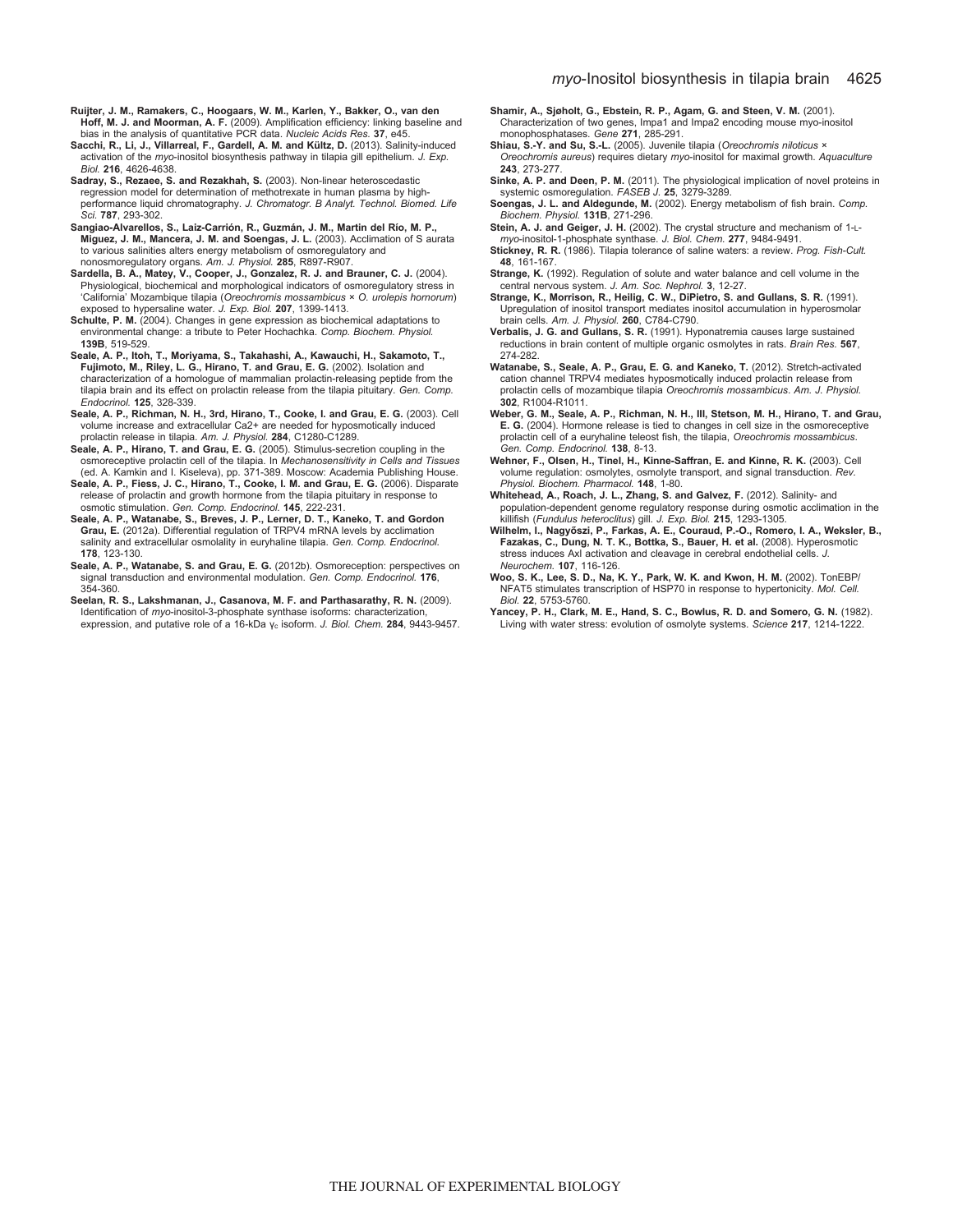**Ruijter, J. M., Ramakers, C., Hoogaars, W. M., Karlen, Y., Bakker, O., van den Hoff, M. J. and Moorman, A. F.** (2009). Amplification efficiency: linking baseline and bias in the analysis of quantitative PCR data. *Nucleic Acids Res.* **37**, e45.

**Sacchi, R., Li, J., Villarreal, F., Gardell, A. M. and Kültz, D.** (2013). Salinity-induced activation of the *myo*-inositol biosynthesis pathway in tilapia gill epithelium. *J. Exp. Biol.* **216**, 4626-4638.

**Sadray, S., Rezaee, S. and Rezakhah, S.** (2003). Non-linear heteroscedastic regression model for determination of methotrexate in human plasma by high-performance liquid chromatography. *J. Chromatogr. B Analyt. Technol. Biomed. Life Sci.* **787**, 293-302.

**Sangiao-Alvarellos, S., Laiz-Carrión, R., Guzmán, J. M., Martin del Río, M. P., Miguez, J. M., Mancera, J. M. and Soengas, J. L.** (2003). Acclimation of S aurata to various salinities alters energy metabolism of osmoregulatory and nonosmoregulatory organs. *Am. J. Physiol.* **285**, R897-R907.

**Sardella, B. A., Matey, V., Cooper, J., Gonzalez, R. J. and Brauner, C. J.** (2004). Physiological, biochemical and morphological indicators of osmoregulatory stress in 'California' Mozambique tilapia (*Oreochromis mossambicus* × *O. urolepis hornorum*) exposed to hypersaline water. *J. Exp. Biol.* **207**, 1399-1413.

**Schulte, P. M.** (2004). Changes in gene expression as biochemical adaptations to environmental change: a tribute to Peter Hochachka. *Comp. Biochem. Physiol.* **139B**, 519-529.

**Seale, A. P., Itoh, T., Moriyama, S., Takahashi, A., Kawauchi, H., Sakamoto, T., Fujimoto, M., Riley, L. G., Hirano, T. and Grau, E. G.** (2002). Isolation and characterization of a homologue of mammalian prolactin-releasing peptide from the tilapia brain and its effect on prolactin release from the tilapia pituitary. *Gen. Comp. Endocrinol.* **125**, 328-339.

**Seale, A. P., Richman, N. H., 3rd, Hirano, T., Cooke, I. and Grau, E. G.** (2003). Cell volume increase and extracellular Ca2+ are needed for hyposmotically induced prolactin release in tilapia. *Am. J. Physiol.* **284**, C1280-C1289.

**Seale, A. P., Hirano, T. and Grau, E. G.** (2005). Stimulus-secretion coupling in the osmoreceptive prolactin cell of the tilapia. In *Mechanosensitivity in Cells and Tissues* (ed. A. Kamkin and I. Kiseleva), pp. 371-389. Moscow: Academia Publishing House.

**Seale, A. P., Fiess, J. C., Hirano, T., Cooke, I. M. and Grau, E. G.** (2006). Disparate release of prolactin and growth hormone from the tilapia pituitary in response to osmotic stimulation. *Gen. Comp. Endocrinol.* **145**, 222-231.

**Seale, A. P., Watanabe, S., Breves, J. P., Lerner, D. T., Kaneko, T. and Gordon Grau, E.** (2012a). Differential regulation of TRPV4 mRNA levels by acclimation salinity and extracellular osmolality in euryhaline tilapia. *Gen. Comp. Endocrinol.* **178**, 123-130.

**Seale, A. P., Watanabe, S. and Grau, E. G.** (2012b). Osmoreception: perspectives on signal transduction and environmental modulation. *Gen. Comp. Endocrinol.* **176**, 354-360.

**Seelan, R. S., Lakshmanan, J., Casanova, M. F. and Parthasarathy, R. N.** (2009). Identification of *myo*-inositol-3-phosphate synthase isoforms: characterization, expression, and putative role of a 16-kDa $\gamma_c$ isoform. *J. Biol. Chem.* **284**, 9443-9457.

**Shamir, A., Sjøholt, G., Ebstein, R. P., Agam, G. and Steen, V. M.** (2001). Characterization of two genes, Impa1 and Impa2 encoding mouse myo-inositol monophosphatases. *Gene* **271**, 285-291.

**Shiau, S.-Y. and Su, S.-L.** (2005). Juvenile tilapia (*Oreochromis niloticus* × *Oreochromis aureus*) requires dietary *myo*-inositol for maximal growth. *Aquaculture* **243**, 273-277.

**Sinke, A. P. and Deen, P. M.** (2011). The physiological implication of novel proteins in systemic osmoregulation. *FASEB J.* **25**, 3279-3289.

**Soengas, J. L. and Aldegunde, M.** (2002). Energy metabolism of fish brain. *Comp. Biochem. Physiol.* **131B**, 271-296.

**Stein, A. J. and Geiger, J. H.** (2002). The crystal structure and mechanism of 1-L-*myo*-inositol-1-phosphate synthase. *J. Biol. Chem.* **277**, 9484-9491.

**Stickney, R. R.** (1986). Tilapia tolerance of saline waters: a review. *Prog. Fish-Cult.* **48**, 161-167.

**Strange, K.** (1992). Regulation of solute and water balance and cell volume in the central nervous system. *J. Am. Soc. Nephrol.* **3**, 12-27.

**Strange, K., Morrison, R., Heilig, C. W., DiPietro, S. and Gullans, S. R.** (1991). Upregulation of inositol transport mediates inositol accumulation in hyperosmolar brain cells. *Am. J. Physiol.* **260**, C784-C790.

**Verbalis, J. G. and Gullans, S. R.** (1991). Hyponatremia causes large sustained reductions in brain content of multiple organic osmolytes in rats. *Brain Res.* **567**, 274-282.

**Watanabe, S., Seale, A. P., Grau, E. G. and Kaneko, T.** (2012). Stretch-activated cation channel TRPV4 mediates hyposmotically induced prolactin release from prolactin cells of mozambique tilapia *Oreochromis mossambicus*. *Am. J. Physiol.* **302**, R1004-R1011.

**Weber, G. M., Seale, A. P., Richman, N. H., III, Stetson, M. H., Hirano, T. and Grau, E. G.** (2004). Hormone release is tied to changes in cell size in the osmoreceptive prolactin cell of a euryhaline teleost fish, the tilapia, *Oreochromis mossambicus*. *Gen. Comp. Endocrinol.* **138**, 8-13.

**Wehner, F., Olsen, H., Tinel, H., Kinne-Saffran, E. and Kinne, R. K.** (2003). Cell volume regulation: osmolytes, osmolyte transport, and signal transduction. *Rev. Physiol. Biochem. Pharmacol.* **148**, 1-80.

**Whitehead, A., Roach, J. L., Zhang, S. and Galvez, F.** (2012). Salinity- and population-dependent genome regulatory response during osmotic acclimation in the killifish (*Fundulus heteroclitus*) gill. *J. Exp. Biol.* **215**, 1293-1305.

**Wilhelm, I., Nagyőszi, P., Farkas, A. E., Couraud, P.-O., Romero, I. A., Weksler, B., Fazakas, C., Dung, N. T. K., Bottka, S., Bauer, H. et al.** (2008). Hyperosmotic stress induces Axl activation and cleavage in cerebral endothelial cells. *J. Neurochem.* **107**, 116-126.

**Woo, S. K., Lee, S. D., Na, K. Y., Park, W. K. and Kwon, H. M.** (2002). TonEBP/NFAT5 stimulates transcription of HSP70 in response to hypertonicity. *Mol. Cell. Biol.* **22**, 5753-5760.

**Yancey, P. H., Clark, M. E., Hand, S. C., Bowlus, R. D. and Somero, G. N.** (1982). Living with water stress: evolution of osmolyte systems. *Science* **217**, 1214-1222.